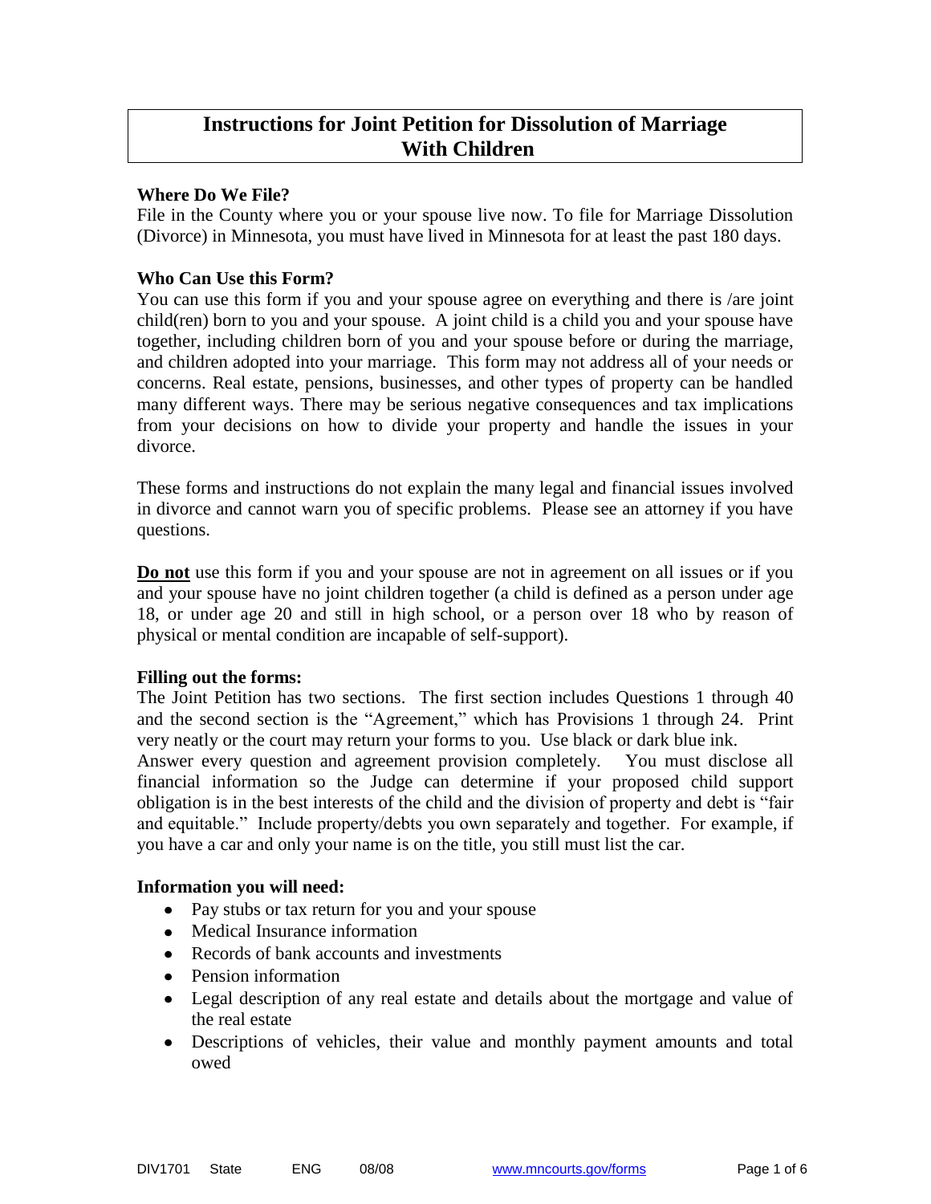# Instructions for Joint Petition for Dissolution of Marriage With Children

### Where Do We File?

File in the County where you or your spouse live now. To file for Marriage Dissolution (Divorce) in Minnesota, you must have lived in Minnesota for at least the past 180 days.

### Who Can Use this Form?

You can use this form if you and your spouse agree on everything and there is /are joint child(ren) born to you and your spouse. A joint child is a child you and your spouse have together, including children born of you and your spouse before or during the marriage, and children adopted into your marriage. This form may not address all of your needs or concerns. Real estate, pensions, businesses, and other types of property can be handled many different ways. There may be serious negative consequences and tax implications from your decisions on how to divide your property and handle the issues in your divorce.

These forms and instructions do not explain the many legal and financial issues involved in divorce and cannot warn you of specific problems. Please see an attorney if you have questions.

**Do not** use this form if you and your spouse are not in agreement on all issues or if you and your spouse have no joint children together (a child is defined as a person under age 18, or under age 20 and still in high school, or a person over 18 who by reason of physical or mental condition are incapable of self-support).

### Filling out the forms:

The Joint Petition has two sections. The first section includes Questions 1 through 40 and the second section is the "Agreement," which has Provisions 1 through 24. Print very neatly or the court may return your forms to you. Use black or dark blue ink.

Answer every question and agreement provision completely. You must disclose all financial information so the Judge can determine if your proposed child support obligation is in the best interests of the child and the division of property and debt is "fair and equitable." Include property/debts you own separately and together. For example, if you have a car and only your name is on the title, you still must list the car.

### Information you will need:

- Pay stubs or tax return for you and your spouse
- Medical Insurance information
- Records of bank accounts and investments
- Pension information
- Legal description of any real estate and details about the mortgage and value of the real estate
- Descriptions of vehicles, their value and monthly payment amounts and total owed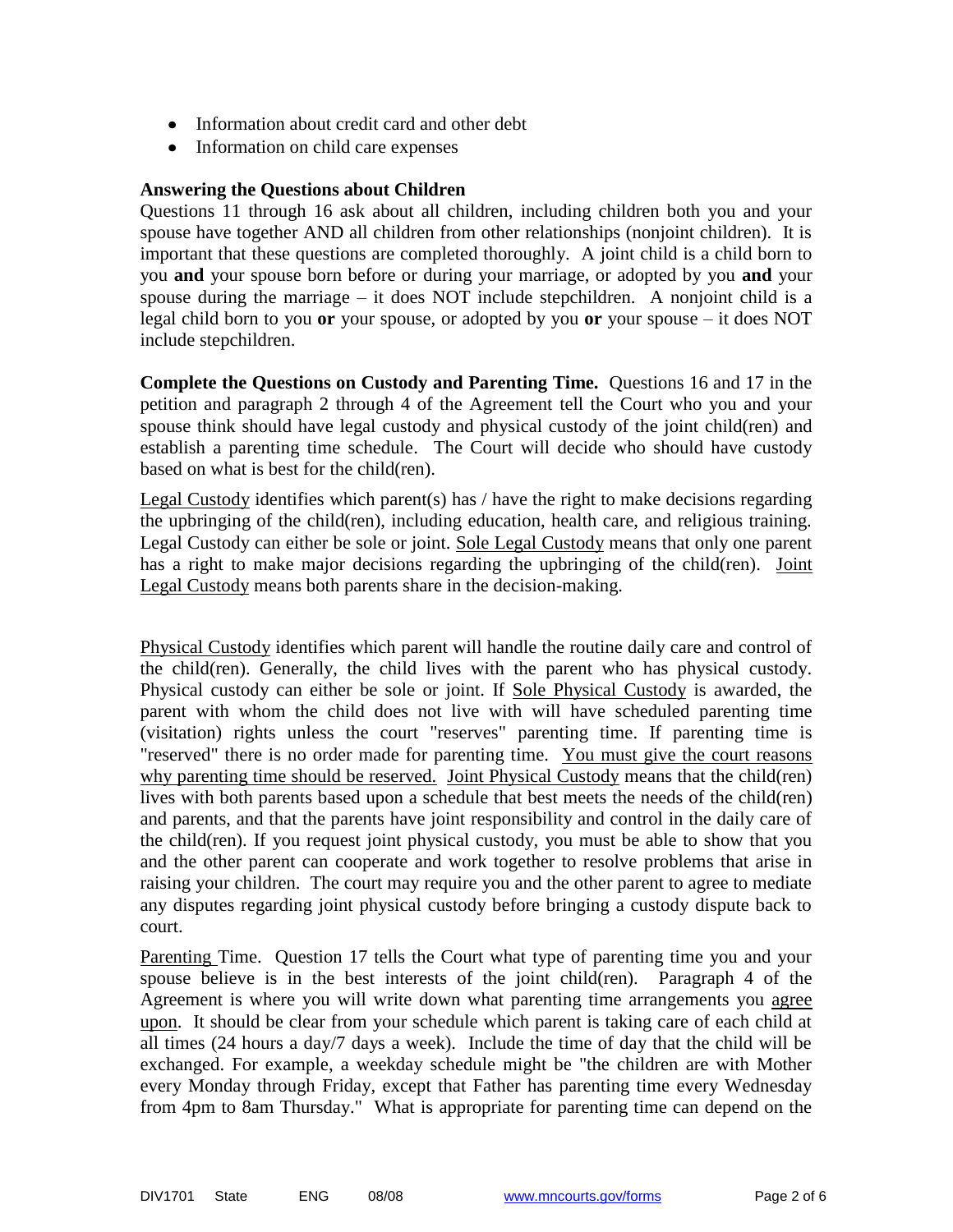- Information about credit card and other debt
- Information on child care expenses

**Answering the Questions about Children**

Questions 11 through 16 ask about all children, including children both you and your spouse have together AND all children from other relationships (nonjoint children). It is important that these questions are completed thoroughly. A joint child is a child born to you **and** your spouse born before or during your marriage, or adopted by you **and** your spouse during the marriage – it does NOT include stepchildren. A nonjoint child is a legal child born to you **or** your spouse, or adopted by you **or** your spouse – it does NOT include stepchildren.

**Complete the Questions on Custody and Parenting Time.** Questions 16 and 17 in the petition and paragraph 2 through 4 of the Agreement tell the Court who you and your spouse think should have legal custody and physical custody of the joint child(ren) and establish a parenting time schedule. The Court will decide who should have custody based on what is best for the child(ren).

<u>Legal Custody</u> identifies which parent(s) has / have the right to make decisions regarding the upbringing of the child(ren), including education, health care, and religious training. Legal Custody can either be sole or joint. <u>Sole Legal Custody</u> means that only one parent has a right to make major decisions regarding the upbringing of the child(ren). <u>Joint Legal Custody</u> means both parents share in the decision-making.

<u>Physical Custody</u> identifies which parent will handle the routine daily care and control of the child(ren). Generally, the child lives with the parent who has physical custody. Physical custody can either be sole or joint. If <u>Sole Physical Custody</u> is awarded, the parent with whom the child does not live with will have scheduled parenting time (visitation) rights unless the court "reserves" parenting time. If parenting time is "reserved" there is no order made for parenting time. <u>You must give the court reasons why parenting time should be reserved.</u> <u>Joint Physical Custody</u> means that the child(ren) lives with both parents based upon a schedule that best meets the needs of the child(ren) and parents, and that the parents have joint responsibility and control in the daily care of the child(ren). If you request joint physical custody, you must be able to show that you and the other parent can cooperate and work together to resolve problems that arise in raising your children. The court may require you and the other parent to agree to mediate any disputes regarding joint physical custody before bringing a custody dispute back to court.

<u>Parenting</u> Time. Question 17 tells the Court what type of parenting time you and your spouse believe is in the best interests of the joint child(ren). Paragraph 4 of the Agreement is where you will write down what parenting time arrangements you <u>agree upon</u>. It should be clear from your schedule which parent is taking care of each child at all times (24 hours a day/7 days a week). Include the time of day that the child will be exchanged. For example, a weekday schedule might be "the children are with Mother every Monday through Friday, except that Father has parenting time every Wednesday from 4pm to 8am Thursday." What is appropriate for parenting time can depend on the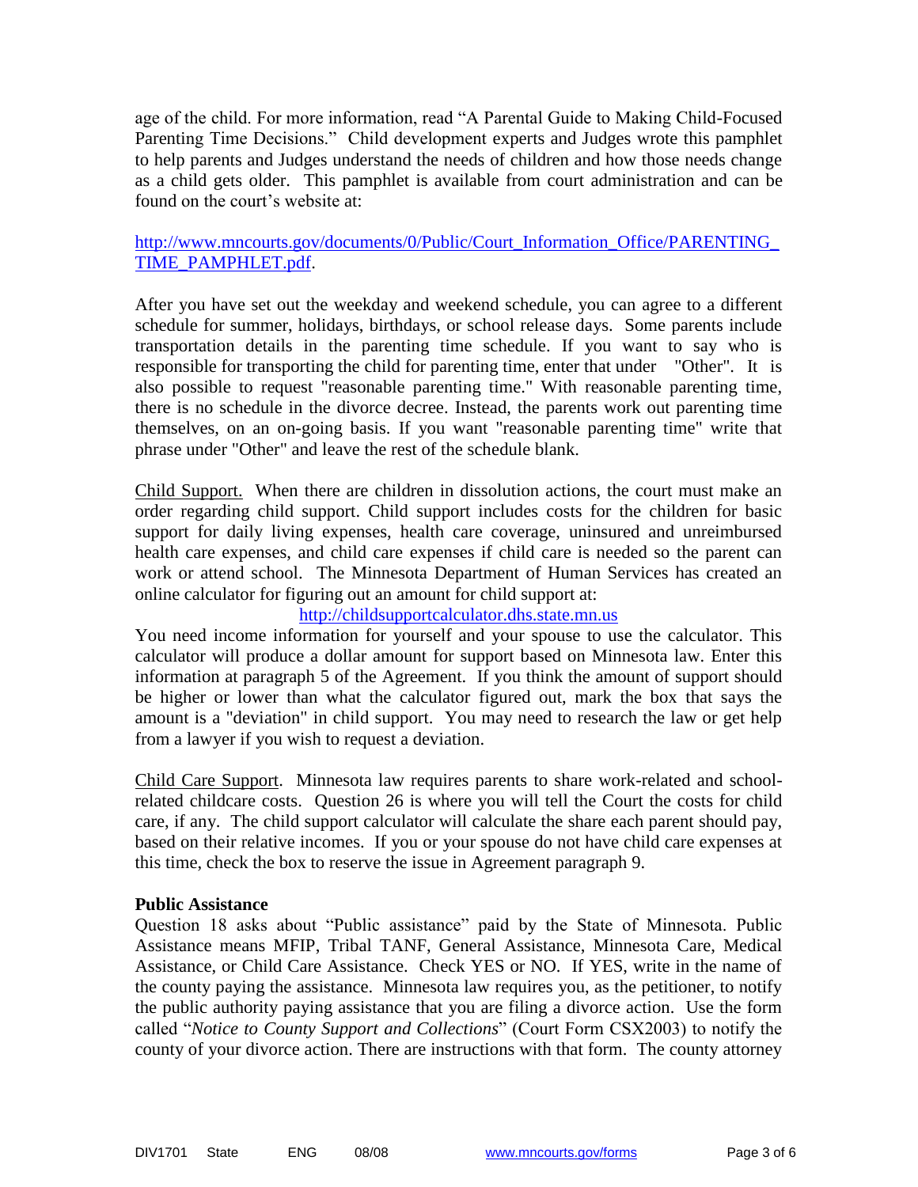age of the child. For more information, read "A Parental Guide to Making Child-Focused Parenting Time Decisions." Child development experts and Judges wrote this pamphlet to help parents and Judges understand the needs of children and how those needs change as a child gets older. This pamphlet is available from court administration and can be found on the court's website at:

http://www.mncourts.gov/documents/0/Public/Court_Information_Office/PARENTING_TIME_PAMPHLET.pdf.

After you have set out the weekday and weekend schedule, you can agree to a different schedule for summer, holidays, birthdays, or school release days. Some parents include transportation details in the parenting time schedule. If you want to say who is responsible for transporting the child for parenting time, enter that under "Other". It is also possible to request "reasonable parenting time." With reasonable parenting time, there is no schedule in the divorce decree. Instead, the parents work out parenting time themselves, on an on-going basis. If you want "reasonable parenting time" write that phrase under "Other" and leave the rest of the schedule blank.

Child Support. When there are children in dissolution actions, the court must make an order regarding child support. Child support includes costs for the children for basic support for daily living expenses, health care coverage, uninsured and unreimbursed health care expenses, and child care expenses if child care is needed so the parent can work or attend school. The Minnesota Department of Human Services has created an online calculator for figuring out an amount for child support at:

http://childsupportcalculator.dhs.state.mn.us

You need income information for yourself and your spouse to use the calculator. This calculator will produce a dollar amount for support based on Minnesota law. Enter this information at paragraph 5 of the Agreement. If you think the amount of support should be higher or lower than what the calculator figured out, mark the box that says the amount is a "deviation" in child support. You may need to research the law or get help from a lawyer if you wish to request a deviation.

Child Care Support. Minnesota law requires parents to share work-related and school-related childcare costs. Question 26 is where you will tell the Court the costs for child care, if any. The child support calculator will calculate the share each parent should pay, based on their relative incomes. If you or your spouse do not have child care expenses at this time, check the box to reserve the issue in Agreement paragraph 9.

**Public Assistance**

Question 18 asks about "Public assistance" paid by the State of Minnesota. Public Assistance means MFIP, Tribal TANF, General Assistance, Minnesota Care, Medical Assistance, or Child Care Assistance. Check YES or NO. If YES, write in the name of the county paying the assistance. Minnesota law requires you, as the petitioner, to notify the public authority paying assistance that you are filing a divorce action. Use the form called "*Notice to County Support and Collections*" (Court Form CSX2003) to notify the county of your divorce action. There are instructions with that form. The county attorney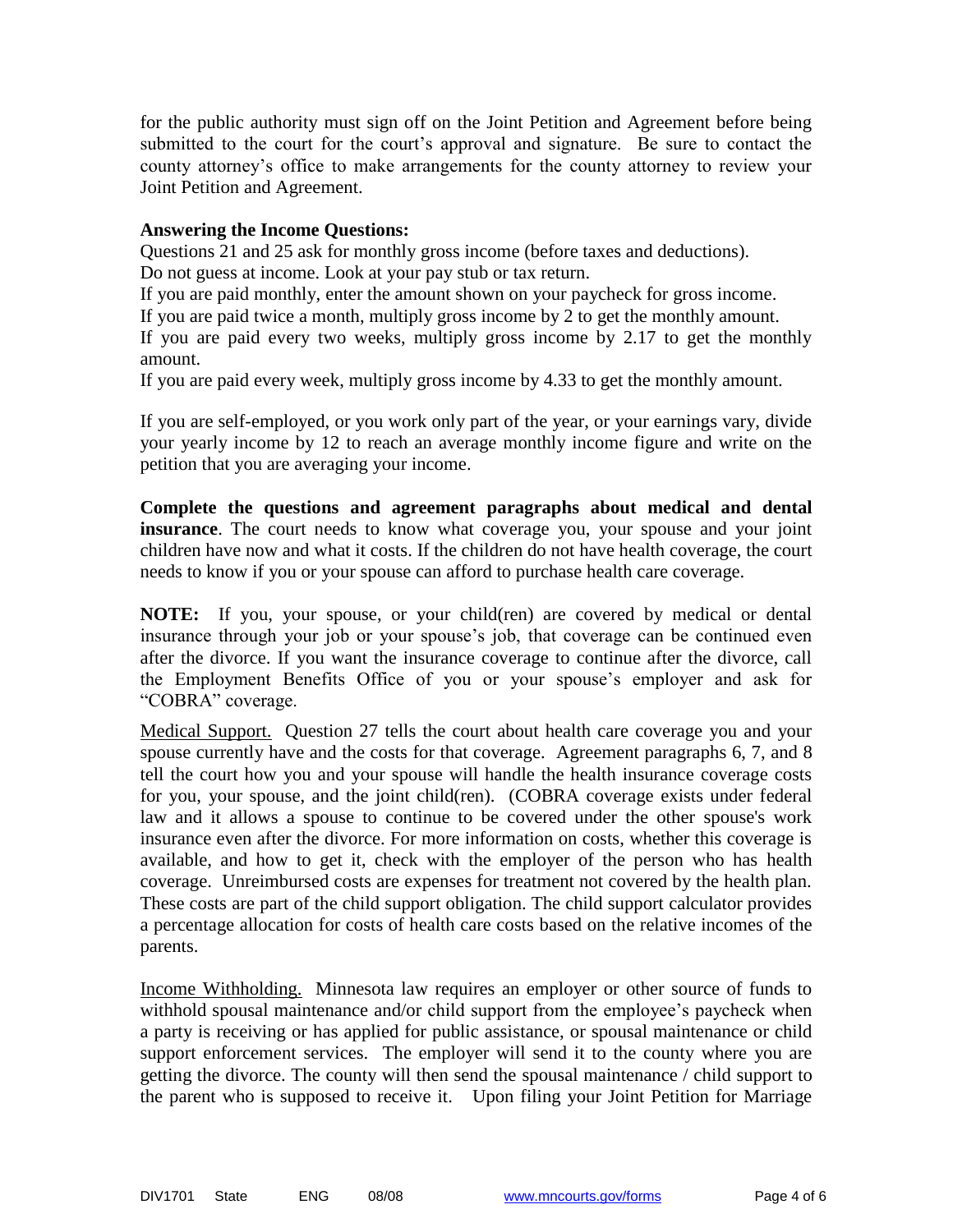for the public authority must sign off on the Joint Petition and Agreement before being submitted to the court for the court's approval and signature. Be sure to contact the county attorney's office to make arrangements for the county attorney to review your Joint Petition and Agreement.

**Answering the Income Questions:**

Questions 21 and 25 ask for monthly gross income (before taxes and deductions).
Do not guess at income. Look at your pay stub or tax return.
If you are paid monthly, enter the amount shown on your paycheck for gross income.
If you are paid twice a month, multiply gross income by 2 to get the monthly amount.
If you are paid every two weeks, multiply gross income by 2.17 to get the monthly amount.
If you are paid every week, multiply gross income by 4.33 to get the monthly amount.

If you are self-employed, or you work only part of the year, or your earnings vary, divide your yearly income by 12 to reach an average monthly income figure and write on the petition that you are averaging your income.

**Complete the questions and agreement paragraphs about medical and dental insurance**. The court needs to know what coverage you, your spouse and your joint children have now and what it costs. If the children do not have health coverage, the court needs to know if you or your spouse can afford to purchase health care coverage.

**NOTE:** If you, your spouse, or your child(ren) are covered by medical or dental insurance through your job or your spouse's job, that coverage can be continued even after the divorce. If you want the insurance coverage to continue after the divorce, call the Employment Benefits Office of you or your spouse's employer and ask for "COBRA" coverage.

Medical Support. Question 27 tells the court about health care coverage you and your spouse currently have and the costs for that coverage. Agreement paragraphs 6, 7, and 8 tell the court how you and your spouse will handle the health insurance coverage costs for you, your spouse, and the joint child(ren). (COBRA coverage exists under federal law and it allows a spouse to continue to be covered under the other spouse's work insurance even after the divorce. For more information on costs, whether this coverage is available, and how to get it, check with the employer of the person who has health coverage. Unreimbursed costs are expenses for treatment not covered by the health plan. These costs are part of the child support obligation. The child support calculator provides a percentage allocation for costs of health care costs based on the relative incomes of the parents.

Income Withholding. Minnesota law requires an employer or other source of funds to withhold spousal maintenance and/or child support from the employee's paycheck when a party is receiving or has applied for public assistance, or spousal maintenance or child support enforcement services. The employer will send it to the county where you are getting the divorce. The county will then send the spousal maintenance / child support to the parent who is supposed to receive it. Upon filing your Joint Petition for Marriage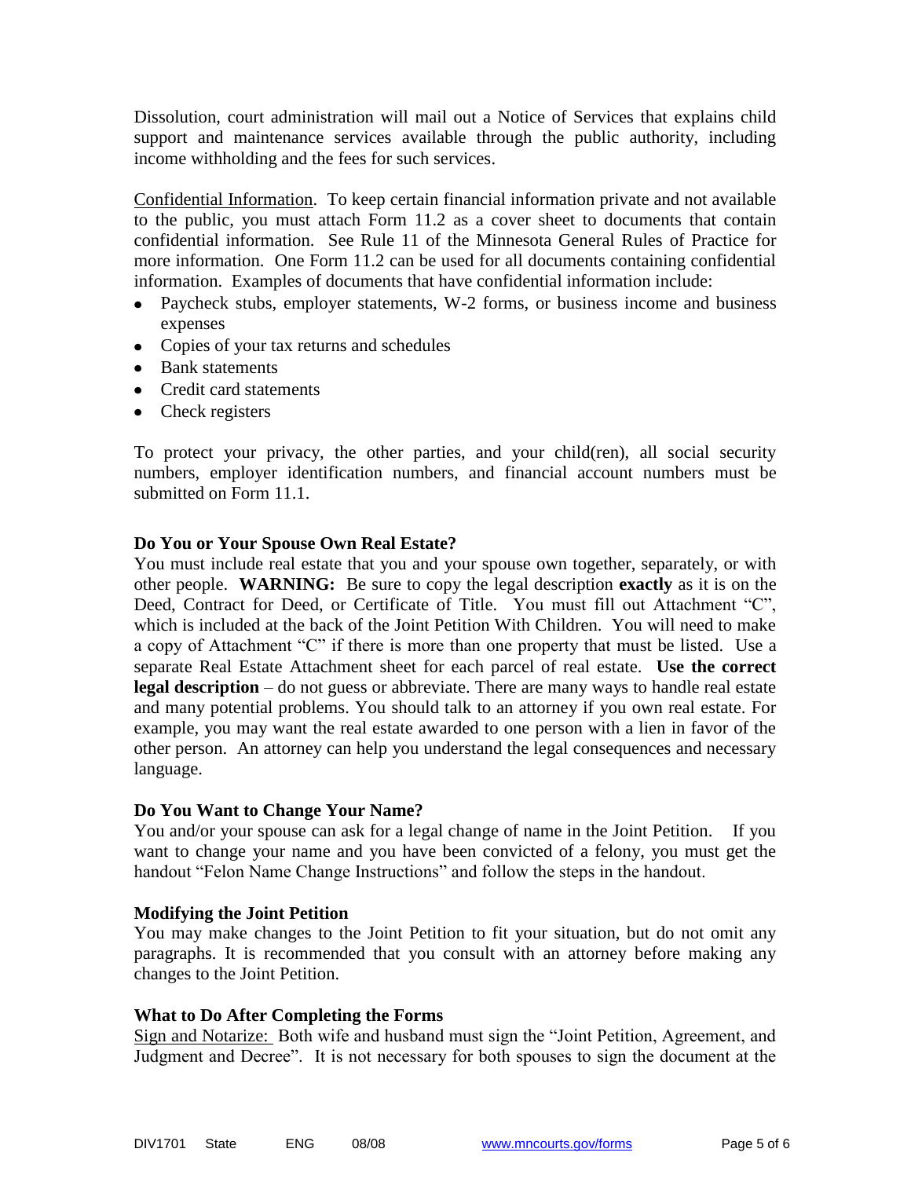Dissolution, court administration will mail out a Notice of Services that explains child support and maintenance services available through the public authority, including income withholding and the fees for such services.

Confidential Information. To keep certain financial information private and not available to the public, you must attach Form 11.2 as a cover sheet to documents that contain confidential information. See Rule 11 of the Minnesota General Rules of Practice for more information. One Form 11.2 can be used for all documents containing confidential information. Examples of documents that have confidential information include:

- Paycheck stubs, employer statements, W-2 forms, or business income and business expenses
- Copies of your tax returns and schedules
- Bank statements
- Credit card statements
- Check registers

To protect your privacy, the other parties, and your child(ren), all social security numbers, employer identification numbers, and financial account numbers must be submitted on Form 11.1.

**Do You or Your Spouse Own Real Estate?**

You must include real estate that you and your spouse own together, separately, or with other people. **WARNING:** Be sure to copy the legal description **exactly** as it is on the Deed, Contract for Deed, or Certificate of Title. You must fill out Attachment "C", which is included at the back of the Joint Petition With Children. You will need to make a copy of Attachment "C" if there is more than one property that must be listed. Use a separate Real Estate Attachment sheet for each parcel of real estate. **Use the correct legal description** – do not guess or abbreviate. There are many ways to handle real estate and many potential problems. You should talk to an attorney if you own real estate. For example, you may want the real estate awarded to one person with a lien in favor of the other person. An attorney can help you understand the legal consequences and necessary language.

**Do You Want to Change Your Name?**

You and/or your spouse can ask for a legal change of name in the Joint Petition. If you want to change your name and you have been convicted of a felony, you must get the handout "Felon Name Change Instructions" and follow the steps in the handout.

**Modifying the Joint Petition**

You may make changes to the Joint Petition to fit your situation, but do not omit any paragraphs. It is recommended that you consult with an attorney before making any changes to the Joint Petition.

**What to Do After Completing the Forms**

Sign and Notarize: Both wife and husband must sign the "Joint Petition, Agreement, and Judgment and Decree". It is not necessary for both spouses to sign the document at the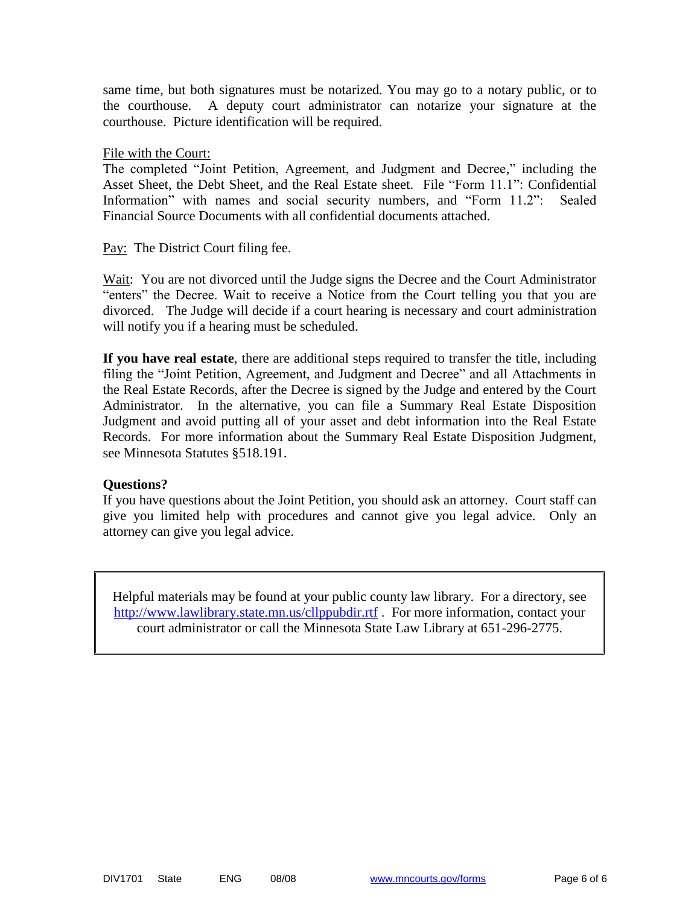same time, but both signatures must be notarized. You may go to a notary public, or to the courthouse. A deputy court administrator can notarize your signature at the courthouse. Picture identification will be required.

File with the Court:
The completed "Joint Petition, Agreement, and Judgment and Decree," including the Asset Sheet, the Debt Sheet, and the Real Estate sheet. File "Form 11.1": Confidential Information" with names and social security numbers, and "Form 11.2": Sealed Financial Source Documents with all confidential documents attached.

Pay: The District Court filing fee.

Wait: You are not divorced until the Judge signs the Decree and the Court Administrator "enters" the Decree. Wait to receive a Notice from the Court telling you that you are divorced. The Judge will decide if a court hearing is necessary and court administration will notify you if a hearing must be scheduled.

**If you have real estate**, there are additional steps required to transfer the title, including filing the "Joint Petition, Agreement, and Judgment and Decree" and all Attachments in the Real Estate Records, after the Decree is signed by the Judge and entered by the Court Administrator. In the alternative, you can file a Summary Real Estate Disposition Judgment and avoid putting all of your asset and debt information into the Real Estate Records. For more information about the Summary Real Estate Disposition Judgment, see Minnesota Statutes §518.191.

**Questions?**
If you have questions about the Joint Petition, you should ask an attorney. Court staff can give you limited help with procedures and cannot give you legal advice. Only an attorney can give you legal advice.

Helpful materials may be found at your public county law library. For a directory, see http://www.lawlibrary.state.mn.us/cllppubdir.rtf . For more information, contact your court administrator or call the Minnesota State Law Library at 651-296-2775.

DIV1701 State ENG 08/08 www.mncourts.gov/forms